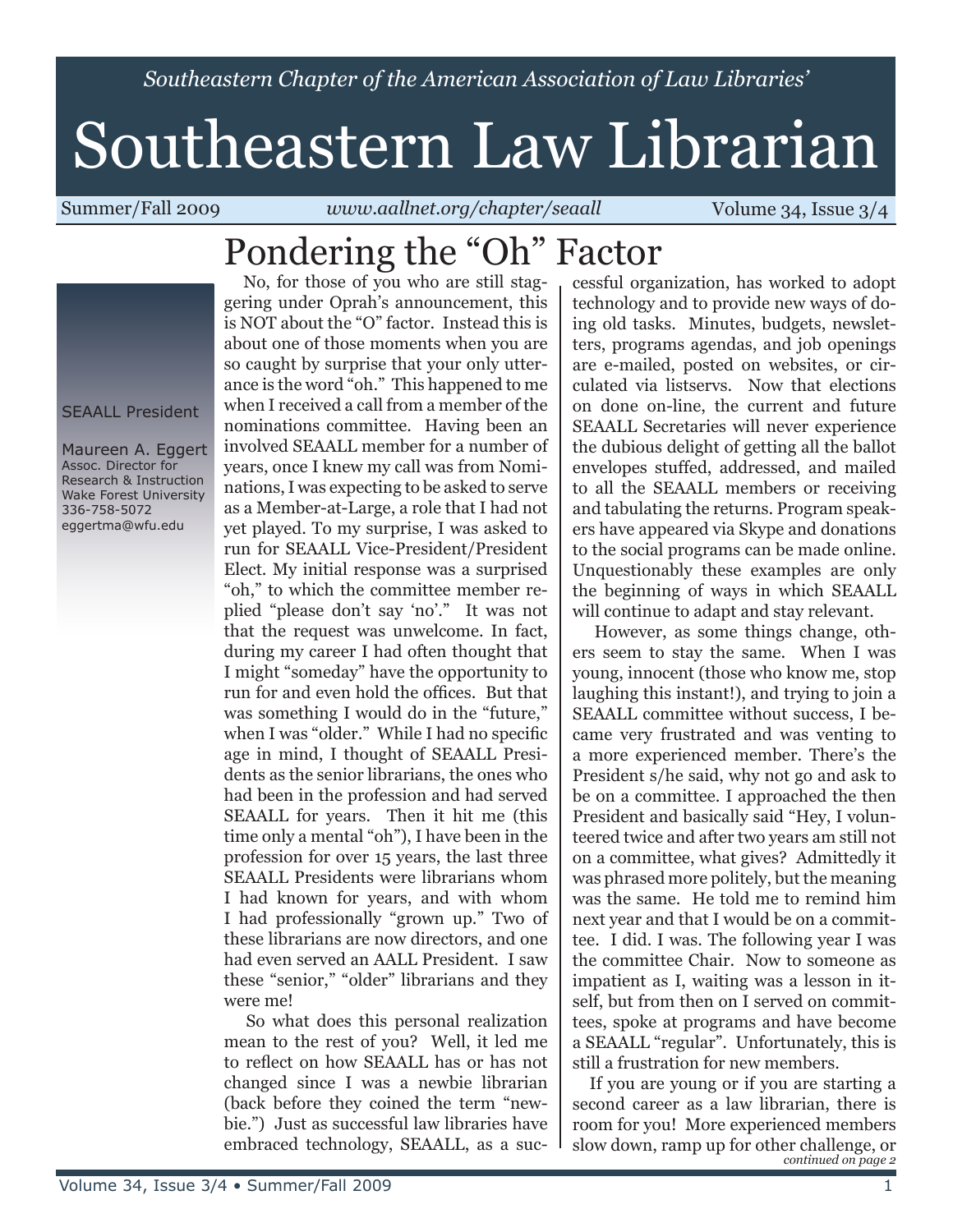*Southeastern Chapter of the American Association of Law Libraries'*

# Southeastern Law Librarian

Summer/Fall 2009 *www.aallnet.org/chapter/seaall* Volume 34, Issue 3/4

## Pondering the "Oh" Factor

SEAALL President

Maureen A. Eggert
Assoc. Director for Research & Instruction
Wake Forest University
336-758-5072
eggertma@wfu.edu

No, for those of you who are still staggering under Oprah's announcement, this is NOT about the "O" factor. Instead this is about one of those moments when you are so caught by surprise that your only utterance is the word "oh." This happened to me when I received a call from a member of the nominations committee. Having been an involved SEAALL member for a number of years, once I knew my call was from Nominations, I was expecting to be asked to serve as a Member-at-Large, a role that I had not yet played. To my surprise, I was asked to run for SEAALL Vice-President/President Elect. My initial response was a surprised "oh," to which the committee member replied "please don't say 'no'." It was not that the request was unwelcome. In fact, during my career I had often thought that I might "someday" have the opportunity to run for and even hold the offices. But that was something I would do in the "future," when I was "older." While I had no specific age in mind, I thought of SEAALL Presidents as the senior librarians, the ones who had been in the profession and had served SEAALL for years. Then it hit me (this time only a mental "oh"), I have been in the profession for over 15 years, the last three SEAALL Presidents were librarians whom I had known for years, and with whom I had professionally "grown up." Two of these librarians are now directors, and one had even served an AALL President. I saw these "senior," "older" librarians and they were me!

So what does this personal realization mean to the rest of you? Well, it led me to reflect on how SEAALL has or has not changed since I was a newbie librarian (back before they coined the term "newbie.") Just as successful law libraries have embraced technology, SEAALL, as a successful organization, has worked to adopt technology and to provide new ways of doing old tasks. Minutes, budgets, newsletters, programs agendas, and job openings are e-mailed, posted on websites, or circulated via listservs. Now that elections on done on-line, the current and future SEAALL Secretaries will never experience the dubious delight of getting all the ballot envelopes stuffed, addressed, and mailed to all the SEAALL members or receiving and tabulating the returns. Program speakers have appeared via Skype and donations to the social programs can be made online. Unquestionably these examples are only the beginning of ways in which SEAALL will continue to adapt and stay relevant.

However, as some things change, others seem to stay the same. When I was young, innocent (those who know me, stop laughing this instant!), and trying to join a SEAALL committee without success, I became very frustrated and was venting to a more experienced member. There's the President s/he said, why not go and ask to be on a committee. I approached the then President and basically said "Hey, I volunteered twice and after two years am still not on a committee, what gives? Admittedly it was phrased more politely, but the meaning was the same. He told me to remind him next year and that I would be on a committee. I did. I was. The following year I was the committee Chair. Now to someone as impatient as I, waiting was a lesson in itself, but from then on I served on committees, spoke at programs and have become a SEAALL "regular". Unfortunately, this is still a frustration for new members.

If you are young or if you are starting a second career as a law librarian, there is room for you! More experienced members slow down, ramp up for other challenge, or

*continued on page 2*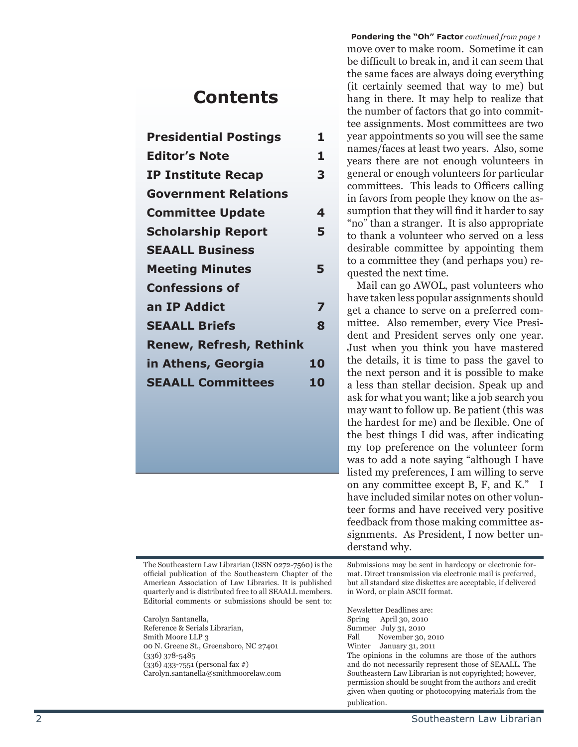## Contents

| | |
|---|---|
| **Presidential Postings** | **1** |
| **Editor's Note** | **1** |
| **IP Institute Recap** | **3** |
| **Government Relations Committee Update** | **4** |
| **Scholarship Report** | **5** |
| **SEAALL Business Meeting Minutes** | **5** |
| **Confessions of an IP Addict** | **7** |
| **SEAALL Briefs** | **8** |
| **Renew, Refresh, Rethink in Athens, Georgia** | **10** |
| **SEAALL Committees** | **10** |

**Pondering the "Oh" Factor** *continued from page 1*

move over to make room. Sometime it can be difficult to break in, and it can seem that the same faces are always doing everything (it certainly seemed that way to me) but hang in there. It may help to realize that the number of factors that go into committee assignments. Most committees are two year appointments so you will see the same names/faces at least two years. Also, some years there are not enough volunteers in general or enough volunteers for particular committees. This leads to Officers calling in favors from people they know on the assumption that they will find it harder to say "no" than a stranger. It is also appropriate to thank a volunteer who served on a less desirable committee by appointing them to a committee they (and perhaps you) requested the next time.

Mail can go AWOL, past volunteers who have taken less popular assignments should get a chance to serve on a preferred committee. Also remember, every Vice President and President serves only one year. Just when you think you have mastered the details, it is time to pass the gavel to the next person and it is possible to make a less than stellar decision. Speak up and ask for what you want; like a job search you may want to follow up. Be patient (this was the hardest for me) and be flexible. One of the best things I did was, after indicating my top preference on the volunteer form was to add a note saying "although I have listed my preferences, I am willing to serve on any committee except B, F, and K." I have included similar notes on other volunteer forms and have received very positive feedback from those making committee assignments. As President, I now better understand why.

---

The Southeastern Law Librarian (ISSN 0272-7560) is the official publication of the Southeastern Chapter of the American Association of Law Libraries. It is published quarterly and is distributed free to all SEAALL members. Editorial comments or submissions should be sent to:

Carolyn Santanella,
Reference & Serials Librarian,
Smith Moore LLP 3
00 N. Greene St., Greensboro, NC 27401
(336) 378-5485
(336) 433-7551 (personal fax #)
Carolyn.santanella@smithmoorelaw.com

Submissions may be sent in hardcopy or electronic format. Direct transmission via electronic mail is preferred, but all standard size diskettes are acceptable, if delivered in Word, or plain ASCII format.

Newsletter Deadlines are:
Spring April 30, 2010
Summer July 31, 2010
Fall November 30, 2010
Winter January 31, 2011

The opinions in the columns are those of the authors and do not necessarily represent those of SEAALL. The Southeastern Law Librarian is not copyrighted; however, permission should be sought from the authors and credit given when quoting or photocopying materials from the publication.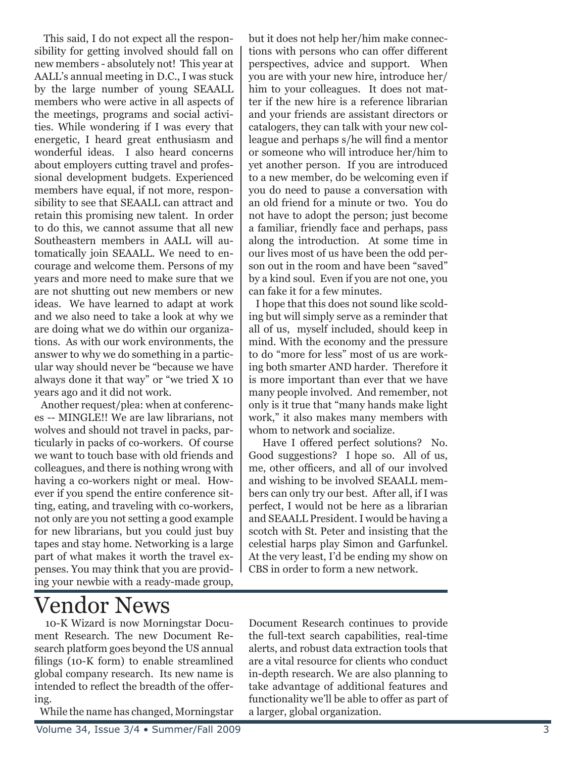This said, I do not expect all the responsibility for getting involved should fall on new members - absolutely not! This year at AALL's annual meeting in D.C., I was stuck by the large number of young SEAALL members who were active in all aspects of the meetings, programs and social activities. While wondering if I was every that energetic, I heard great enthusiasm and wonderful ideas. I also heard concerns about employers cutting travel and professional development budgets. Experienced members have equal, if not more, responsibility to see that SEAALL can attract and retain this promising new talent. In order to do this, we cannot assume that all new Southeastern members in AALL will automatically join SEAALL. We need to encourage and welcome them. Persons of my years and more need to make sure that we are not shutting out new members or new ideas. We have learned to adapt at work and we also need to take a look at why we are doing what we do within our organizations. As with our work environments, the answer to why we do something in a particular way should never be "because we have always done it that way" or "we tried X 10 years ago and it did not work.

Another request/plea: when at conferences -- MINGLE!! We are law librarians, not wolves and should not travel in packs, particularly in packs of co-workers. Of course we want to touch base with old friends and colleagues, and there is nothing wrong with having a co-workers night or meal. However if you spend the entire conference sitting, eating, and traveling with co-workers, not only are you not setting a good example for new librarians, but you could just buy tapes and stay home. Networking is a large part of what makes it worth the travel expenses. You may think that you are providing your newbie with a ready-made group, but it does not help her/him make connections with persons who can offer different perspectives, advice and support. When you are with your new hire, introduce her/him to your colleagues. It does not matter if the new hire is a reference librarian and your friends are assistant directors or catalogers, they can talk with your new colleague and perhaps s/he will find a mentor or someone who will introduce her/him to yet another person. If you are introduced to a new member, do be welcoming even if you do need to pause a conversation with an old friend for a minute or two. You do not have to adopt the person; just become a familiar, friendly face and perhaps, pass along the introduction. At some time in our lives most of us have been the odd person out in the room and have been "saved" by a kind soul. Even if you are not one, you can fake it for a few minutes.

I hope that this does not sound like scolding but will simply serve as a reminder that all of us, myself included, should keep in mind. With the economy and the pressure to do "more for less" most of us are working both smarter AND harder. Therefore it is more important than ever that we have many people involved. And remember, not only is it true that "many hands make light work," it also makes many members with whom to network and socialize.

Have I offered perfect solutions? No. Good suggestions? I hope so. All of us, me, other officers, and all of our involved and wishing to be involved SEAALL members can only try our best. After all, if I was perfect, I would not be here as a librarian and SEAALL President. I would be having a scotch with St. Peter and insisting that the celestial harps play Simon and Garfunkel. At the very least, I'd be ending my show on CBS in order to form a new network.

# Vendor News

10-K Wizard is now Morningstar Document Research. The new Document Research platform goes beyond the US annual filings (10-K form) to enable streamlined global company research. Its new name is intended to reflect the breadth of the offering.

While the name has changed, Morningstar Document Research continues to provide the full-text search capabilities, real-time alerts, and robust data extraction tools that are a vital resource for clients who conduct in-depth research. We are also planning to take advantage of additional features and functionality we'll be able to offer as part of a larger, global organization.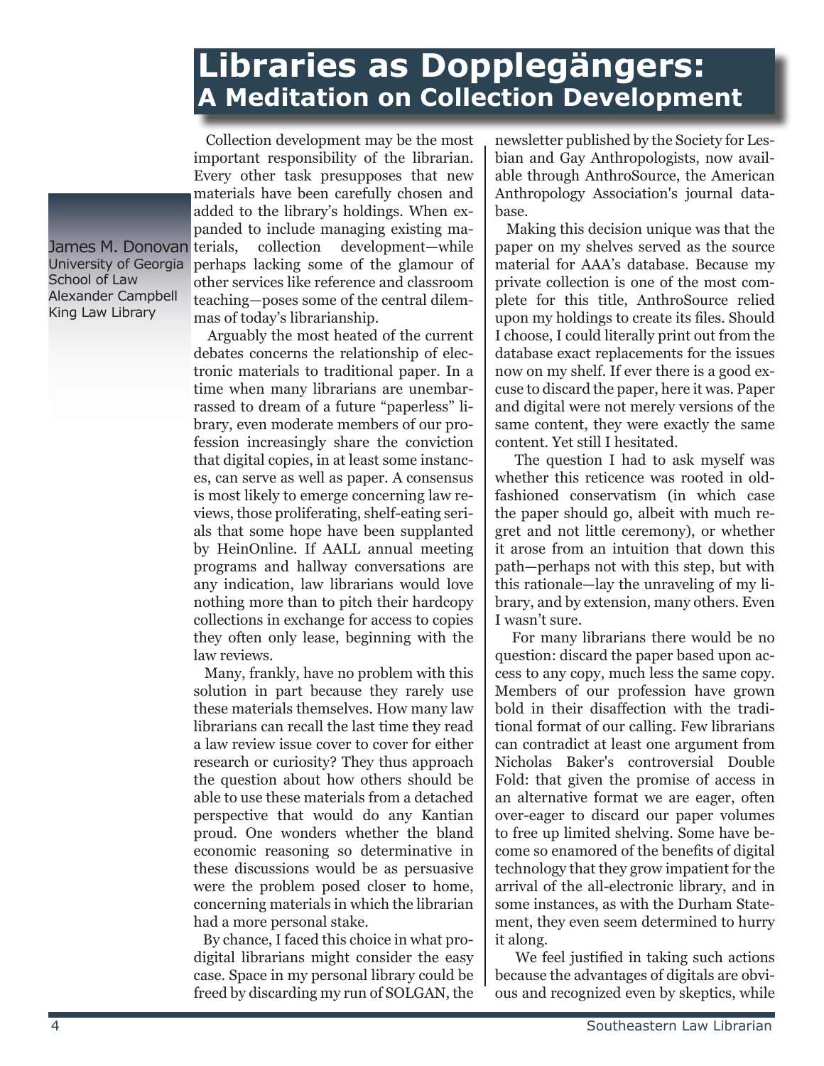# Libraries as Dopplegängers: A Meditation on Collection Development

James M. Donovan
University of Georgia School of Law
Alexander Campbell King Law Library

Collection development may be the most important responsibility of the librarian. Every other task presupposes that new materials have been carefully chosen and added to the library's holdings. When expanded to include managing existing materials, collection development—while perhaps lacking some of the glamour of other services like reference and classroom teaching—poses some of the central dilemmas of today's librarianship.

Arguably the most heated of the current debates concerns the relationship of electronic materials to traditional paper. In a time when many librarians are unembarrassed to dream of a future "paperless" library, even moderate members of our profession increasingly share the conviction that digital copies, in at least some instances, can serve as well as paper. A consensus is most likely to emerge concerning law reviews, those proliferating, shelf-eating serials that some hope have been supplanted by HeinOnline. If AALL annual meeting programs and hallway conversations are any indication, law librarians would love nothing more than to pitch their hardcopy collections in exchange for access to copies they often only lease, beginning with the law reviews.

Many, frankly, have no problem with this solution in part because they rarely use these materials themselves. How many law librarians can recall the last time they read a law review issue cover to cover for either research or curiosity? They thus approach the question about how others should be able to use these materials from a detached perspective that would do any Kantian proud. One wonders whether the bland economic reasoning so determinative in these discussions would be as persuasive were the problem posed closer to home, concerning materials in which the librarian had a more personal stake.

By chance, I faced this choice in what pro-digital librarians might consider the easy case. Space in my personal library could be freed by discarding my run of SOLGAN, the newsletter published by the Society for Lesbian and Gay Anthropologists, now available through AnthroSource, the American Anthropology Association's journal database.

Making this decision unique was that the paper on my shelves served as the source material for AAA's database. Because my private collection is one of the most complete for this title, AnthroSource relied upon my holdings to create its files. Should I choose, I could literally print out from the database exact replacements for the issues now on my shelf. If ever there is a good excuse to discard the paper, here it was. Paper and digital were not merely versions of the same content, they were exactly the same content. Yet still I hesitated.

The question I had to ask myself was whether this reticence was rooted in old-fashioned conservatism (in which case the paper should go, albeit with much regret and not little ceremony), or whether it arose from an intuition that down this path—perhaps not with this step, but with this rationale—lay the unraveling of my library, and by extension, many others. Even I wasn't sure.

For many librarians there would be no question: discard the paper based upon access to any copy, much less the same copy. Members of our profession have grown bold in their disaffection with the traditional format of our calling. Few librarians can contradict at least one argument from Nicholas Baker's controversial Double Fold: that given the promise of access in an alternative format we are eager, often over-eager to discard our paper volumes to free up limited shelving. Some have become so enamored of the benefits of digital technology that they grow impatient for the arrival of the all-electronic library, and in some instances, as with the Durham Statement, they even seem determined to hurry it along.

We feel justified in taking such actions because the advantages of digitals are obvious and recognized even by skeptics, while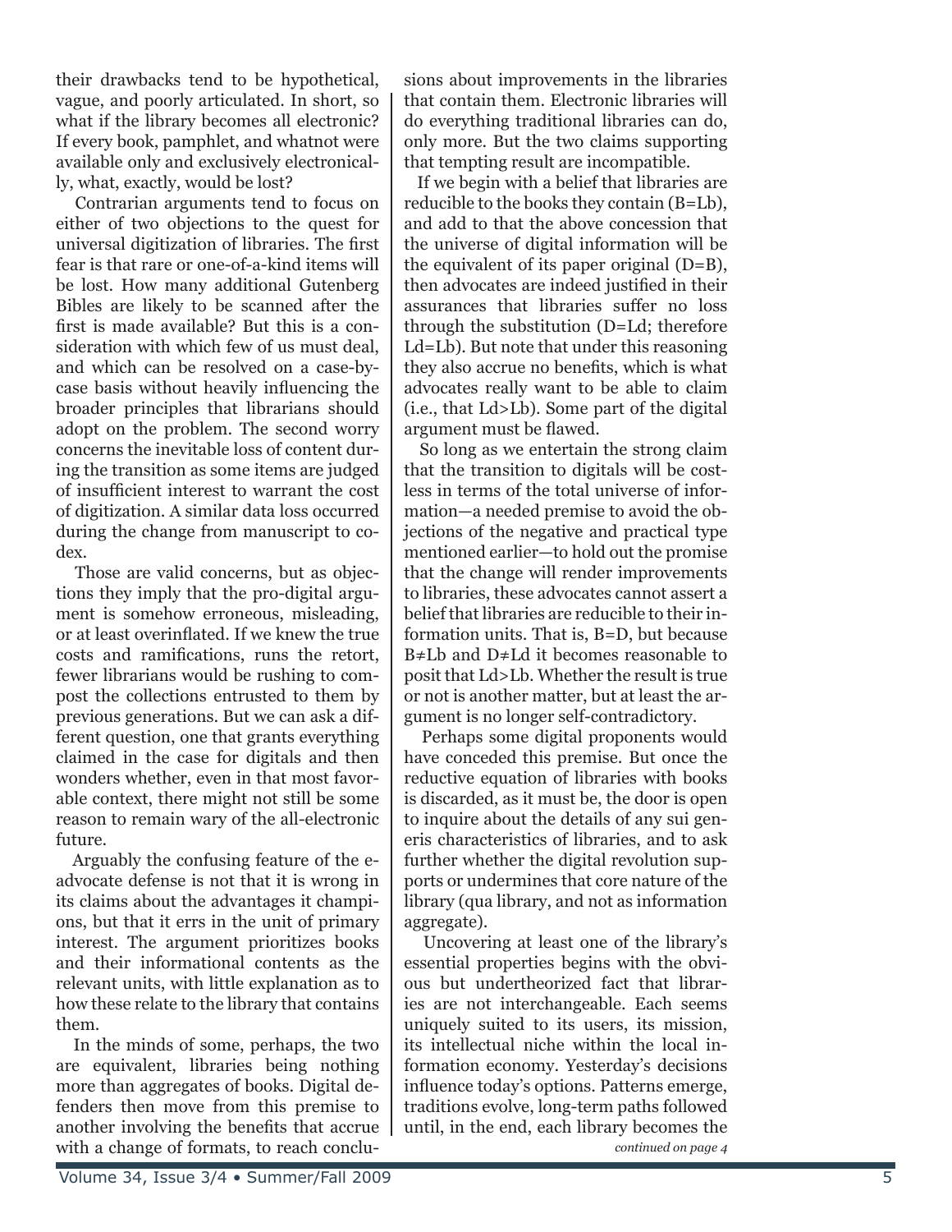their drawbacks tend to be hypothetical, vague, and poorly articulated. In short, so what if the library becomes all electronic? If every book, pamphlet, and whatnot were available only and exclusively electronically, what, exactly, would be lost?

Contrarian arguments tend to focus on either of two objections to the quest for universal digitization of libraries. The first fear is that rare or one-of-a-kind items will be lost. How many additional Gutenberg Bibles are likely to be scanned after the first is made available? But this is a consideration with which few of us must deal, and which can be resolved on a case-by-case basis without heavily influencing the broader principles that librarians should adopt on the problem. The second worry concerns the inevitable loss of content during the transition as some items are judged of insufficient interest to warrant the cost of digitization. A similar data loss occurred during the change from manuscript to codex.

Those are valid concerns, but as objections they imply that the pro-digital argument is somehow erroneous, misleading, or at least overinflated. If we knew the true costs and ramifications, runs the retort, fewer librarians would be rushing to compost the collections entrusted to them by previous generations. But we can ask a different question, one that grants everything claimed in the case for digitals and then wonders whether, even in that most favorable context, there might not still be some reason to remain wary of the all-electronic future.

Arguably the confusing feature of the e-advocate defense is not that it is wrong in its claims about the advantages it champions, but that it errs in the unit of primary interest. The argument prioritizes books and their informational contents as the relevant units, with little explanation as to how these relate to the library that contains them.

In the minds of some, perhaps, the two are equivalent, libraries being nothing more than aggregates of books. Digital defenders then move from this premise to another involving the benefits that accrue with a change of formats, to reach conclusions about improvements in the libraries that contain them. Electronic libraries will do everything traditional libraries can do, only more. But the two claims supporting that tempting result are incompatible.

If we begin with a belief that libraries are reducible to the books they contain (B=Lb), and add to that the above concession that the universe of digital information will be the equivalent of its paper original (D=B), then advocates are indeed justified in their assurances that libraries suffer no loss through the substitution (D=Ld; therefore Ld=Lb). But note that under this reasoning they also accrue no benefits, which is what advocates really want to be able to claim (i.e., that Ld>Lb). Some part of the digital argument must be flawed.

So long as we entertain the strong claim that the transition to digitals will be costless in terms of the total universe of information—a needed premise to avoid the objections of the negative and practical type mentioned earlier—to hold out the promise that the change will render improvements to libraries, these advocates cannot assert a belief that libraries are reducible to their information units. That is, B=D, but because B≠Lb and D≠Ld it becomes reasonable to posit that Ld>Lb. Whether the result is true or not is another matter, but at least the argument is no longer self-contradictory.

Perhaps some digital proponents would have conceded this premise. But once the reductive equation of libraries with books is discarded, as it must be, the door is open to inquire about the details of any sui generis characteristics of libraries, and to ask further whether the digital revolution supports or undermines that core nature of the library (qua library, and not as information aggregate).

Uncovering at least one of the library's essential properties begins with the obvious but undertheorized fact that libraries are not interchangeable. Each seems uniquely suited to its users, its mission, its intellectual niche within the local information economy. Yesterday's decisions influence today's options. Patterns emerge, traditions evolve, long-term paths followed until, in the end, each library becomes the

*continued on page 4*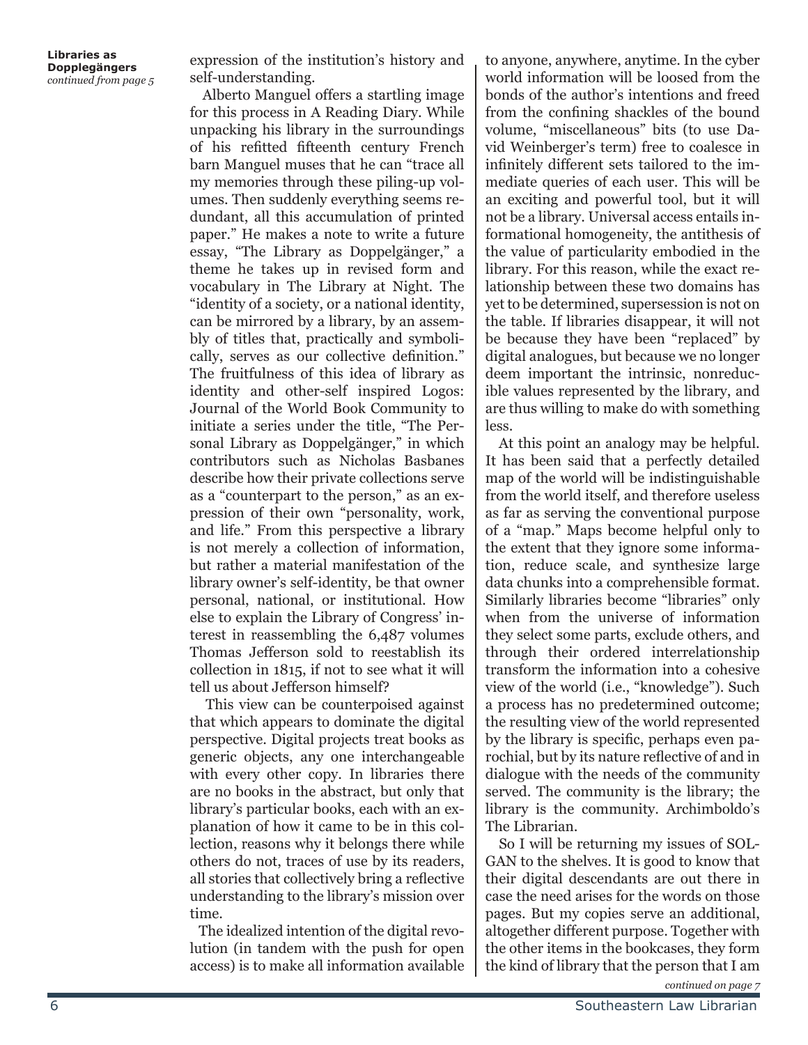**Libraries as Dopplegängers**
*continued from page 5*

expression of the institution's history and self-understanding.

Alberto Manguel offers a startling image for this process in A Reading Diary. While unpacking his library in the surroundings of his refitted fifteenth century French barn Manguel muses that he can "trace all my memories through these piling-up volumes. Then suddenly everything seems redundant, all this accumulation of printed paper." He makes a note to write a future essay, "The Library as Doppelgänger," a theme he takes up in revised form and vocabulary in The Library at Night. The "identity of a society, or a national identity, can be mirrored by a library, by an assembly of titles that, practically and symbolically, serves as our collective definition." The fruitfulness of this idea of library as identity and other-self inspired Logos: Journal of the World Book Community to initiate a series under the title, "The Personal Library as Doppelgänger," in which contributors such as Nicholas Basbanes describe how their private collections serve as a "counterpart to the person," as an expression of their own "personality, work, and life." From this perspective a library is not merely a collection of information, but rather a material manifestation of the library owner's self-identity, be that owner personal, national, or institutional. How else to explain the Library of Congress' interest in reassembling the 6,487 volumes Thomas Jefferson sold to reestablish its collection in 1815, if not to see what it will tell us about Jefferson himself?

This view can be counterpoised against that which appears to dominate the digital perspective. Digital projects treat books as generic objects, any one interchangeable with every other copy. In libraries there are no books in the abstract, but only that library's particular books, each with an explanation of how it came to be in this collection, reasons why it belongs there while others do not, traces of use by its readers, all stories that collectively bring a reflective understanding to the library's mission over time.

The idealized intention of the digital revolution (in tandem with the push for open access) is to make all information available to anyone, anywhere, anytime. In the cyber world information will be loosed from the bonds of the author's intentions and freed from the confining shackles of the bound volume, "miscellaneous" bits (to use David Weinberger's term) free to coalesce in infinitely different sets tailored to the immediate queries of each user. This will be an exciting and powerful tool, but it will not be a library. Universal access entails informational homogeneity, the antithesis of the value of particularity embodied in the library. For this reason, while the exact relationship between these two domains has yet to be determined, supersession is not on the table. If libraries disappear, it will not be because they have been "replaced" by digital analogues, but because we no longer deem important the intrinsic, nonreducible values represented by the library, and are thus willing to make do with something less.

At this point an analogy may be helpful. It has been said that a perfectly detailed map of the world will be indistinguishable from the world itself, and therefore useless as far as serving the conventional purpose of a "map." Maps become helpful only to the extent that they ignore some information, reduce scale, and synthesize large data chunks into a comprehensible format. Similarly libraries become "libraries" only when from the universe of information they select some parts, exclude others, and through their ordered interrelationship transform the information into a cohesive view of the world (i.e., "knowledge"). Such a process has no predetermined outcome; the resulting view of the world represented by the library is specific, perhaps even parochial, but by its nature reflective of and in dialogue with the needs of the community served. The community is the library; the library is the community. Archimboldo's The Librarian.

So I will be returning my issues of SOLGAN to the shelves. It is good to know that their digital descendants are out there in case the need arises for the words on those pages. But my copies serve an additional, altogether different purpose. Together with the other items in the bookcases, they form the kind of library that the person that I am

*continued on page 7*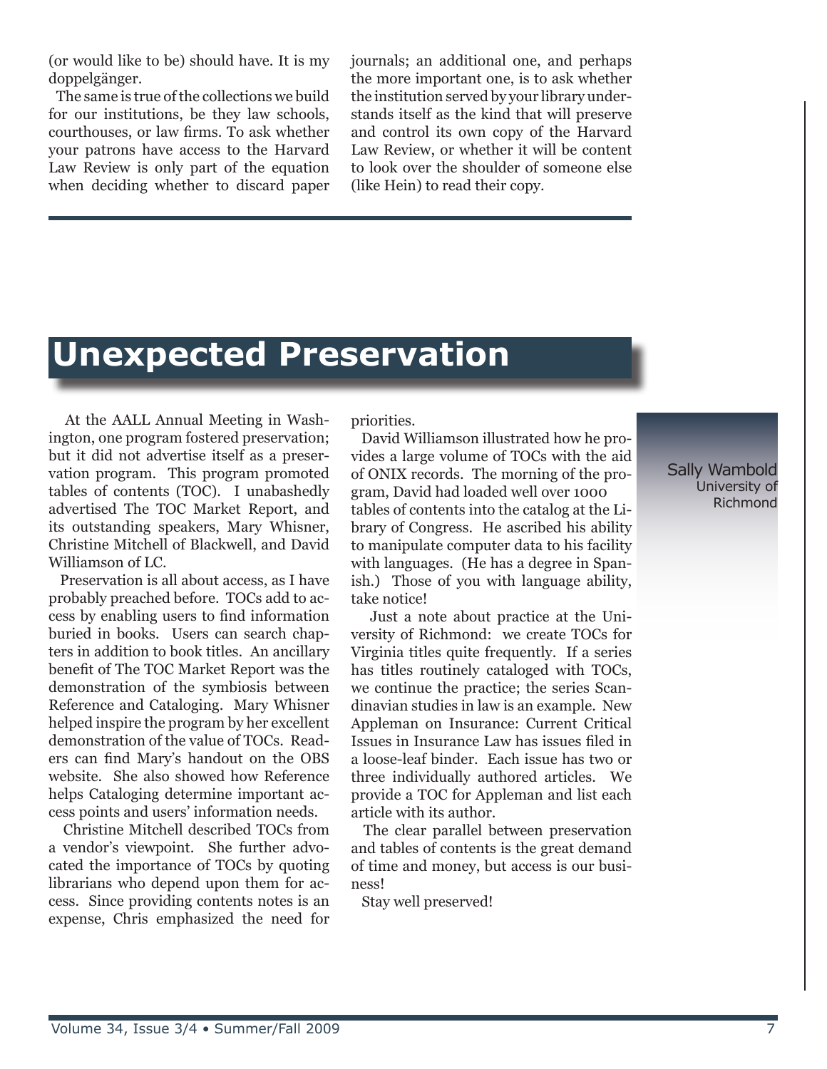(or would like to be) should have. It is my doppelgänger.

The same is true of the collections we build for our institutions, be they law schools, courthouses, or law firms. To ask whether your patrons have access to the Harvard Law Review is only part of the equation when deciding whether to discard paper journals; an additional one, and perhaps the more important one, is to ask whether the institution served by your library understands itself as the kind that will preserve and control its own copy of the Harvard Law Review, or whether it will be content to look over the shoulder of someone else (like Hein) to read their copy.

# Unexpected Preservation

Sally Wambold
University of Richmond

At the AALL Annual Meeting in Washington, one program fostered preservation; but it did not advertise itself as a preservation program. This program promoted tables of contents (TOC). I unabashedly advertised The TOC Market Report, and its outstanding speakers, Mary Whisner, Christine Mitchell of Blackwell, and David Williamson of LC.

Preservation is all about access, as I have probably preached before. TOCs add to access by enabling users to find information buried in books. Users can search chapters in addition to book titles. An ancillary benefit of The TOC Market Report was the demonstration of the symbiosis between Reference and Cataloging. Mary Whisner helped inspire the program by her excellent demonstration of the value of TOCs. Readers can find Mary's handout on the OBS website. She also showed how Reference helps Cataloging determine important access points and users' information needs.

Christine Mitchell described TOCs from a vendor's viewpoint. She further advocated the importance of TOCs by quoting librarians who depend upon them for access. Since providing contents notes is an expense, Chris emphasized the need for priorities.

David Williamson illustrated how he provides a large volume of TOCs with the aid of ONIX records. The morning of the program, David had loaded well over 1000 tables of contents into the catalog at the Library of Congress. He ascribed his ability to manipulate computer data to his facility with languages. (He has a degree in Spanish.) Those of you with language ability, take notice!

Just a note about practice at the University of Richmond: we create TOCs for Virginia titles quite frequently. If a series has titles routinely cataloged with TOCs, we continue the practice; the series Scandinavian studies in law is an example. New Appleman on Insurance: Current Critical Issues in Insurance Law has issues filed in a loose-leaf binder. Each issue has two or three individually authored articles. We provide a TOC for Appleman and list each article with its author.

The clear parallel between preservation and tables of contents is the great demand of time and money, but access is our business!

Stay well preserved!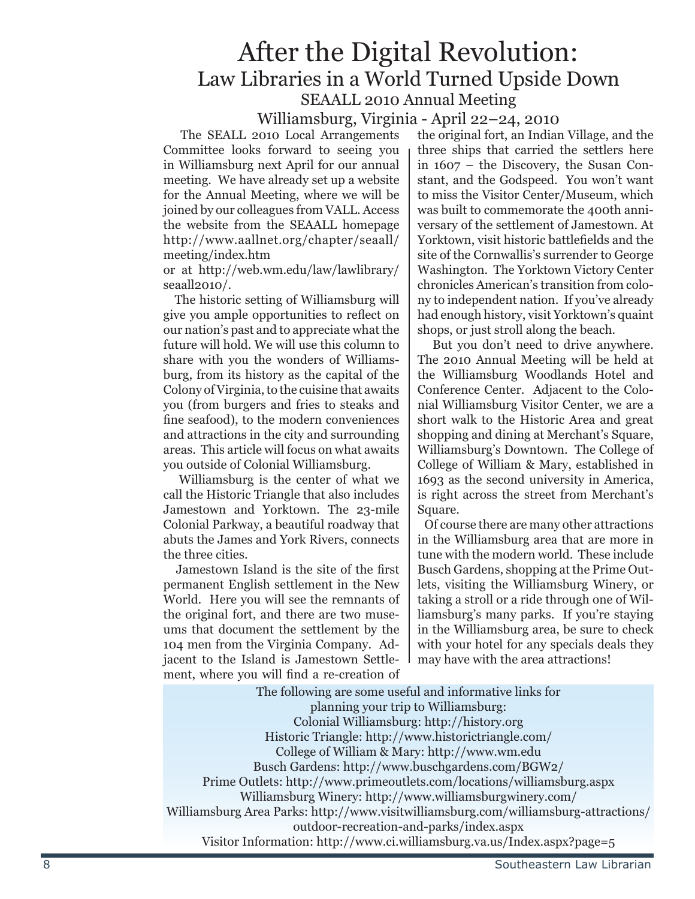# After the Digital Revolution:

## Law Libraries in a World Turned Upside Down

### SEAALL 2010 Annual Meeting

### Williamsburg, Virginia - April 22–24, 2010

The SEALL 2010 Local Arrangements Committee looks forward to seeing you in Williamsburg next April for our annual meeting. We have already set up a website for the Annual Meeting, where we will be joined by our colleagues from VALL. Access the website from the SEAALL homepage http://www.aallnet.org/chapter/seaall/meeting/index.htm
or at http://web.wm.edu/law/lawlibrary/seaall2010/.

The historic setting of Williamsburg will give you ample opportunities to reflect on our nation's past and to appreciate what the future will hold. We will use this column to share with you the wonders of Williamsburg, from its history as the capital of the Colony of Virginia, to the cuisine that awaits you (from burgers and fries to steaks and fine seafood), to the modern conveniences and attractions in the city and surrounding areas. This article will focus on what awaits you outside of Colonial Williamsburg.

Williamsburg is the center of what we call the Historic Triangle that also includes Jamestown and Yorktown. The 23-mile Colonial Parkway, a beautiful roadway that abuts the James and York Rivers, connects the three cities.

Jamestown Island is the site of the first permanent English settlement in the New World. Here you will see the remnants of the original fort, and there are two museums that document the settlement by the 104 men from the Virginia Company. Adjacent to the Island is Jamestown Settlement, where you will find a re-creation of the original fort, an Indian Village, and the three ships that carried the settlers here in 1607 – the Discovery, the Susan Constant, and the Godspeed. You won't want to miss the Visitor Center/Museum, which was built to commemorate the 400th anniversary of the settlement of Jamestown. At Yorktown, visit historic battlefields and the site of the Cornwallis's surrender to George Washington. The Yorktown Victory Center chronicles American's transition from colony to independent nation. If you've already had enough history, visit Yorktown's quaint shops, or just stroll along the beach.

But you don't need to drive anywhere. The 2010 Annual Meeting will be held at the Williamsburg Woodlands Hotel and Conference Center. Adjacent to the Colonial Williamsburg Visitor Center, we are a short walk to the Historic Area and great shopping and dining at Merchant's Square, Williamsburg's Downtown. The College of College of William & Mary, established in 1693 as the second university in America, is right across the street from Merchant's Square.

Of course there are many other attractions in the Williamsburg area that are more in tune with the modern world. These include Busch Gardens, shopping at the Prime Outlets, visiting the Williamsburg Winery, or taking a stroll or a ride through one of Williamsburg's many parks. If you're staying in the Williamsburg area, be sure to check with your hotel for any specials deals they may have with the area attractions!

The following are some useful and informative links for planning your trip to Williamsburg:

Colonial Williamsburg: http://history.org
Historic Triangle: http://www.historictriangle.com/
College of William & Mary: http://www.wm.edu
Busch Gardens: http://www.buschgardens.com/BGW2/
Prime Outlets: http://www.primeoutlets.com/locations/williamsburg.aspx
Williamsburg Winery: http://www.williamsburgwinery.com/
Williamsburg Area Parks: http://www.visitwilliamsburg.com/williamsburg-attractions/outdoor-recreation-and-parks/index.aspx
Visitor Information: http://www.ci.williamsburg.va.us/Index.aspx?page=5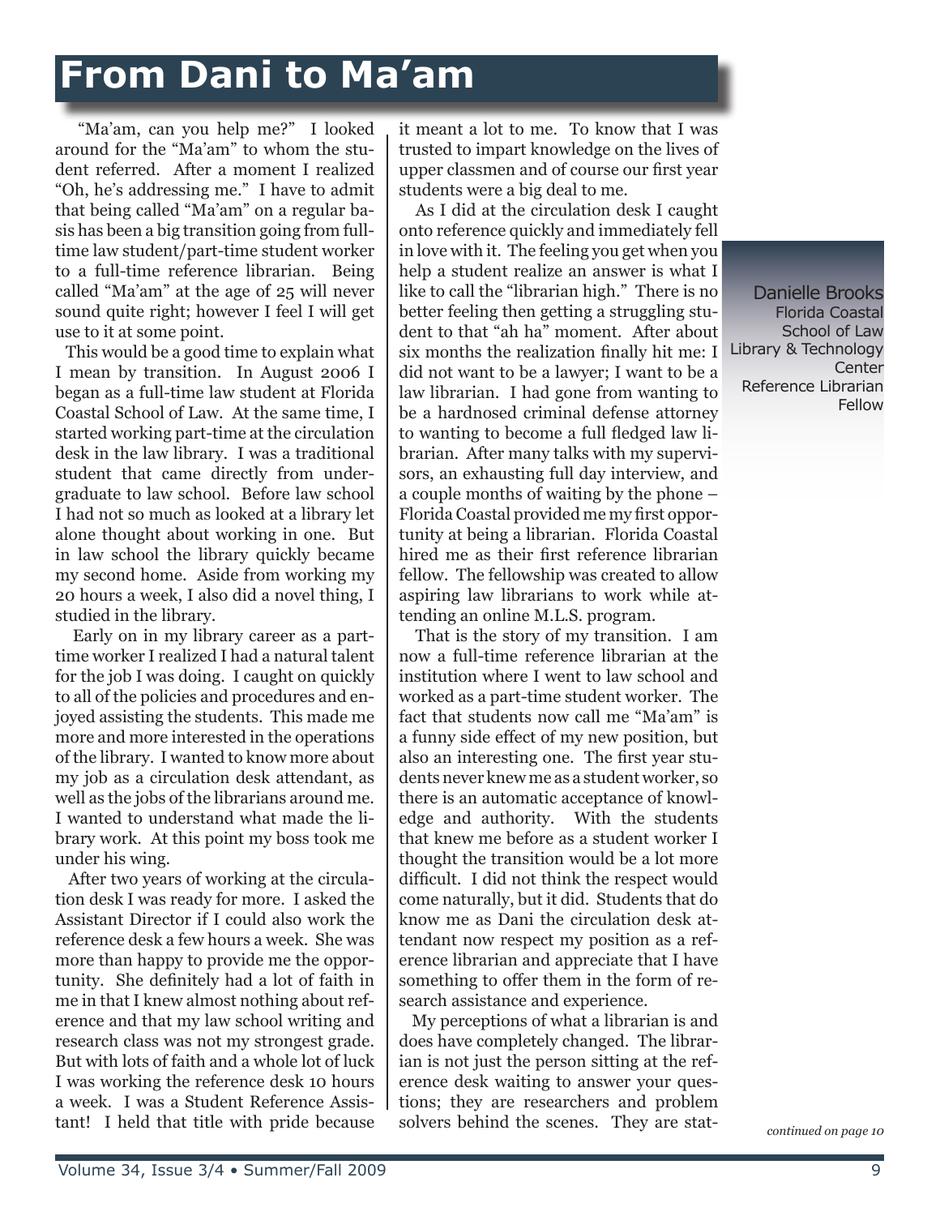# From Dani to Ma'am

Danielle Brooks
Florida Coastal School of Law Library & Technology Center
Reference Librarian Fellow

"Ma'am, can you help me?" I looked around for the "Ma'am" to whom the student referred. After a moment I realized "Oh, he's addressing me." I have to admit that being called "Ma'am" on a regular basis has been a big transition going from full-time law student/part-time student worker to a full-time reference librarian. Being called "Ma'am" at the age of 25 will never sound quite right; however I feel I will get use to it at some point.

This would be a good time to explain what I mean by transition. In August 2006 I began as a full-time law student at Florida Coastal School of Law. At the same time, I started working part-time at the circulation desk in the law library. I was a traditional student that came directly from undergraduate to law school. Before law school I had not so much as looked at a library let alone thought about working in one. But in law school the library quickly became my second home. Aside from working my 20 hours a week, I also did a novel thing, I studied in the library.

Early on in my library career as a part-time worker I realized I had a natural talent for the job I was doing. I caught on quickly to all of the policies and procedures and enjoyed assisting the students. This made me more and more interested in the operations of the library. I wanted to know more about my job as a circulation desk attendant, as well as the jobs of the librarians around me. I wanted to understand what made the library work. At this point my boss took me under his wing.

After two years of working at the circulation desk I was ready for more. I asked the Assistant Director if I could also work the reference desk a few hours a week. She was more than happy to provide me the opportunity. She definitely had a lot of faith in me in that I knew almost nothing about reference and that my law school writing and research class was not my strongest grade. But with lots of faith and a whole lot of luck I was working the reference desk 10 hours a week. I was a Student Reference Assistant! I held that title with pride because it meant a lot to me. To know that I was trusted to impart knowledge on the lives of upper classmen and of course our first year students were a big deal to me.

As I did at the circulation desk I caught onto reference quickly and immediately fell in love with it. The feeling you get when you help a student realize an answer is what I like to call the "librarian high." There is no better feeling then getting a struggling student to that "ah ha" moment. After about six months the realization finally hit me: I did not want to be a lawyer; I want to be a law librarian. I had gone from wanting to be a hardnosed criminal defense attorney to wanting to become a full fledged law librarian. After many talks with my supervisors, an exhausting full day interview, and a couple months of waiting by the phone – Florida Coastal provided me my first opportunity at being a librarian. Florida Coastal hired me as their first reference librarian fellow. The fellowship was created to allow aspiring law librarians to work while attending an online M.L.S. program.

That is the story of my transition. I am now a full-time reference librarian at the institution where I went to law school and worked as a part-time student worker. The fact that students now call me "Ma'am" is a funny side effect of my new position, but also an interesting one. The first year students never knew me as a student worker, so there is an automatic acceptance of knowledge and authority. With the students that knew me before as a student worker I thought the transition would be a lot more difficult. I did not think the respect would come naturally, but it did. Students that do know me as Dani the circulation desk attendant now respect my position as a reference librarian and appreciate that I have something to offer them in the form of research assistance and experience.

My perceptions of what a librarian is and does have completely changed. The librarian is not just the person sitting at the reference desk waiting to answer your questions; they are researchers and problem solvers behind the scenes. They are stat-

*continued on page 10*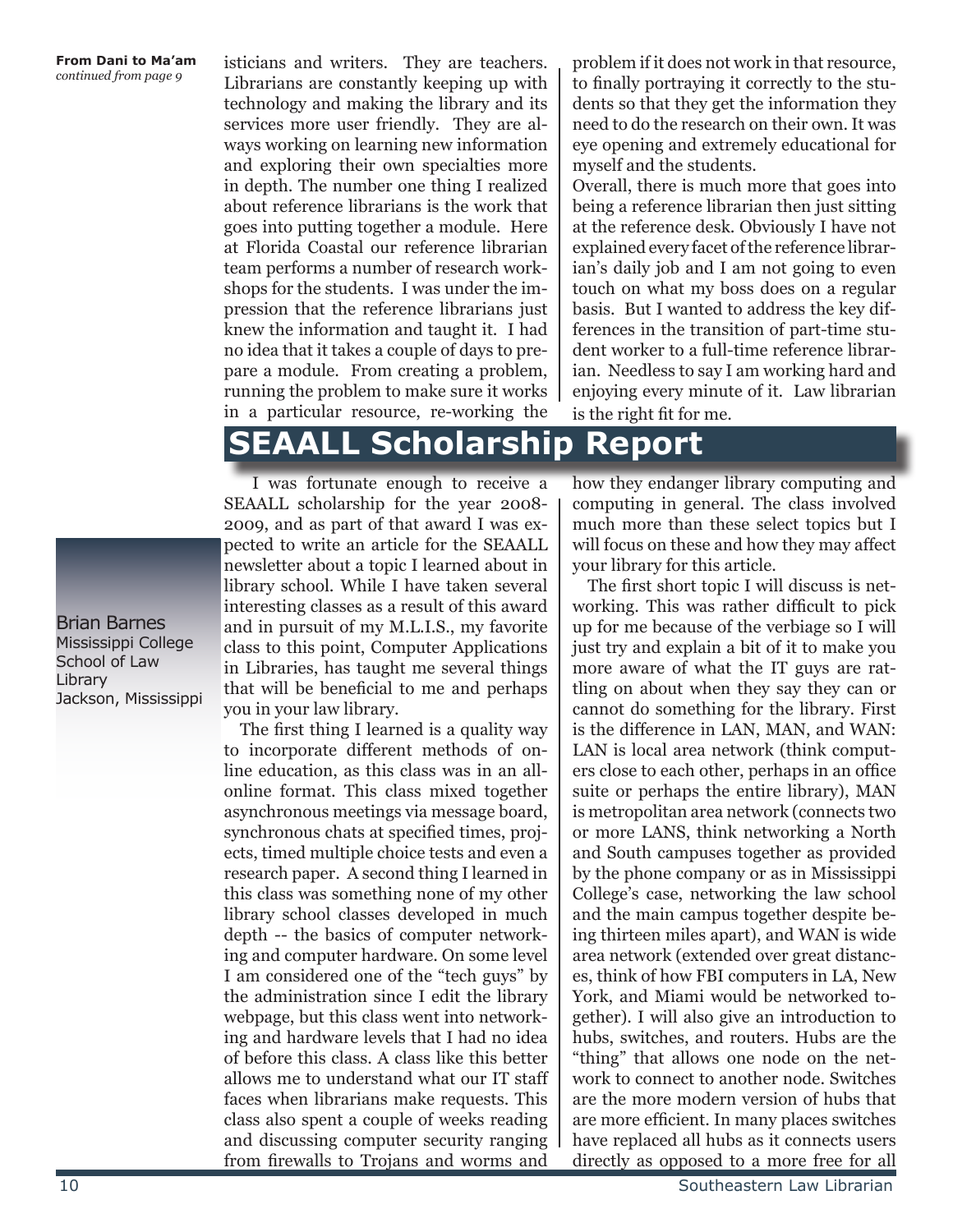**From Dani to Ma'am**
*continued from page 9*

isticians and writers. They are teachers. Librarians are constantly keeping up with technology and making the library and its services more user friendly. They are always working on learning new information and exploring their own specialties more in depth. The number one thing I realized about reference librarians is the work that goes into putting together a module. Here at Florida Coastal our reference librarian team performs a number of research workshops for the students. I was under the impression that the reference librarians just knew the information and taught it. I had no idea that it takes a couple of days to prepare a module. From creating a problem, running the problem to make sure it works in a particular resource, re-working the problem if it does not work in that resource, to finally portraying it correctly to the students so that they get the information they need to do the research on their own. It was eye opening and extremely educational for myself and the students.

Overall, there is much more that goes into being a reference librarian then just sitting at the reference desk. Obviously I have not explained every facet of the reference librarian's daily job and I am not going to even touch on what my boss does on a regular basis. But I wanted to address the key differences in the transition of part-time student worker to a full-time reference librarian. Needless to say I am working hard and enjoying every minute of it. Law librarian is the right fit for me.

# SEAALL Scholarship Report

Brian Barnes
Mississippi College School of Law Library
Jackson, Mississippi

I was fortunate enough to receive a SEAALL scholarship for the year 2008-2009, and as part of that award I was expected to write an article for the SEAALL newsletter about a topic I learned about in library school. While I have taken several interesting classes as a result of this award and in pursuit of my M.L.I.S., my favorite class to this point, Computer Applications in Libraries, has taught me several things that will be beneficial to me and perhaps you in your law library.

The first thing I learned is a quality way to incorporate different methods of online education, as this class was in an all-online format. This class mixed together asynchronous meetings via message board, synchronous chats at specified times, projects, timed multiple choice tests and even a research paper. A second thing I learned in this class was something none of my other library school classes developed in much depth -- the basics of computer networking and computer hardware. On some level I am considered one of the "tech guys" by the administration since I edit the library webpage, but this class went into networking and hardware levels that I had no idea of before this class. A class like this better allows me to understand what our IT staff faces when librarians make requests. This class also spent a couple of weeks reading and discussing computer security ranging from firewalls to Trojans and worms and how they endanger library computing and computing in general. The class involved much more than these select topics but I will focus on these and how they may affect your library for this article.

The first short topic I will discuss is networking. This was rather difficult to pick up for me because of the verbiage so I will just try and explain a bit of it to make you more aware of what the IT guys are rattling on about when they say they can or cannot do something for the library. First is the difference in LAN, MAN, and WAN: LAN is local area network (think computers close to each other, perhaps in an office suite or perhaps the entire library), MAN is metropolitan area network (connects two or more LANS, think networking a North and South campuses together as provided by the phone company or as in Mississippi College's case, networking the law school and the main campus together despite being thirteen miles apart), and WAN is wide area network (extended over great distances, think of how FBI computers in LA, New York, and Miami would be networked together). I will also give an introduction to hubs, switches, and routers. Hubs are the "thing" that allows one node on the network to connect to another node. Switches are the more modern version of hubs that are more efficient. In many places switches have replaced all hubs as it connects users directly as opposed to a more free for all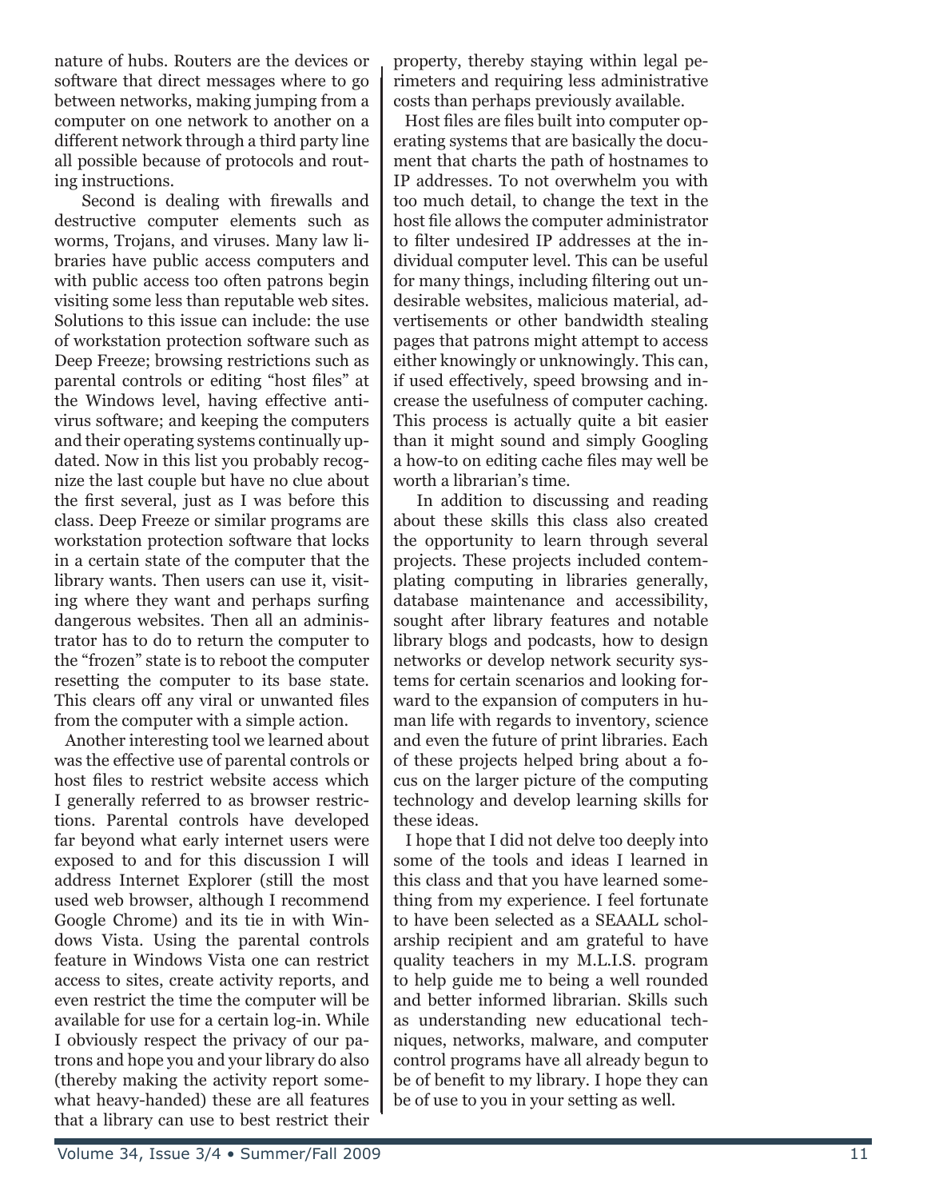nature of hubs. Routers are the devices or software that direct messages where to go between networks, making jumping from a computer on one network to another on a different network through a third party line all possible because of protocols and routing instructions.

Second is dealing with firewalls and destructive computer elements such as worms, Trojans, and viruses. Many law libraries have public access computers and with public access too often patrons begin visiting some less than reputable web sites. Solutions to this issue can include: the use of workstation protection software such as Deep Freeze; browsing restrictions such as parental controls or editing "host files" at the Windows level, having effective antivirus software; and keeping the computers and their operating systems continually updated. Now in this list you probably recognize the last couple but have no clue about the first several, just as I was before this class. Deep Freeze or similar programs are workstation protection software that locks in a certain state of the computer that the library wants. Then users can use it, visiting where they want and perhaps surfing dangerous websites. Then all an administrator has to do to return the computer to the "frozen" state is to reboot the computer resetting the computer to its base state. This clears off any viral or unwanted files from the computer with a simple action.

Another interesting tool we learned about was the effective use of parental controls or host files to restrict website access which I generally referred to as browser restrictions. Parental controls have developed far beyond what early internet users were exposed to and for this discussion I will address Internet Explorer (still the most used web browser, although I recommend Google Chrome) and its tie in with Windows Vista. Using the parental controls feature in Windows Vista one can restrict access to sites, create activity reports, and even restrict the time the computer will be available for use for a certain log-in. While I obviously respect the privacy of our patrons and hope you and your library do also (thereby making the activity report somewhat heavy-handed) these are all features that a library can use to best restrict their property, thereby staying within legal perimeters and requiring less administrative costs than perhaps previously available.

Host files are files built into computer operating systems that are basically the document that charts the path of hostnames to IP addresses. To not overwhelm you with too much detail, to change the text in the host file allows the computer administrator to filter undesired IP addresses at the individual computer level. This can be useful for many things, including filtering out undesirable websites, malicious material, advertisements or other bandwidth stealing pages that patrons might attempt to access either knowingly or unknowingly. This can, if used effectively, speed browsing and increase the usefulness of computer caching. This process is actually quite a bit easier than it might sound and simply Googling a how-to on editing cache files may well be worth a librarian's time.

In addition to discussing and reading about these skills this class also created the opportunity to learn through several projects. These projects included contemplating computing in libraries generally, database maintenance and accessibility, sought after library features and notable library blogs and podcasts, how to design networks or develop network security systems for certain scenarios and looking forward to the expansion of computers in human life with regards to inventory, science and even the future of print libraries. Each of these projects helped bring about a focus on the larger picture of the computing technology and develop learning skills for these ideas.

I hope that I did not delve too deeply into some of the tools and ideas I learned in this class and that you have learned something from my experience. I feel fortunate to have been selected as a SEAALL scholarship recipient and am grateful to have quality teachers in my M.L.I.S. program to help guide me to being a well rounded and better informed librarian. Skills such as understanding new educational techniques, networks, malware, and computer control programs have all already begun to be of benefit to my library. I hope they can be of use to you in your setting as well.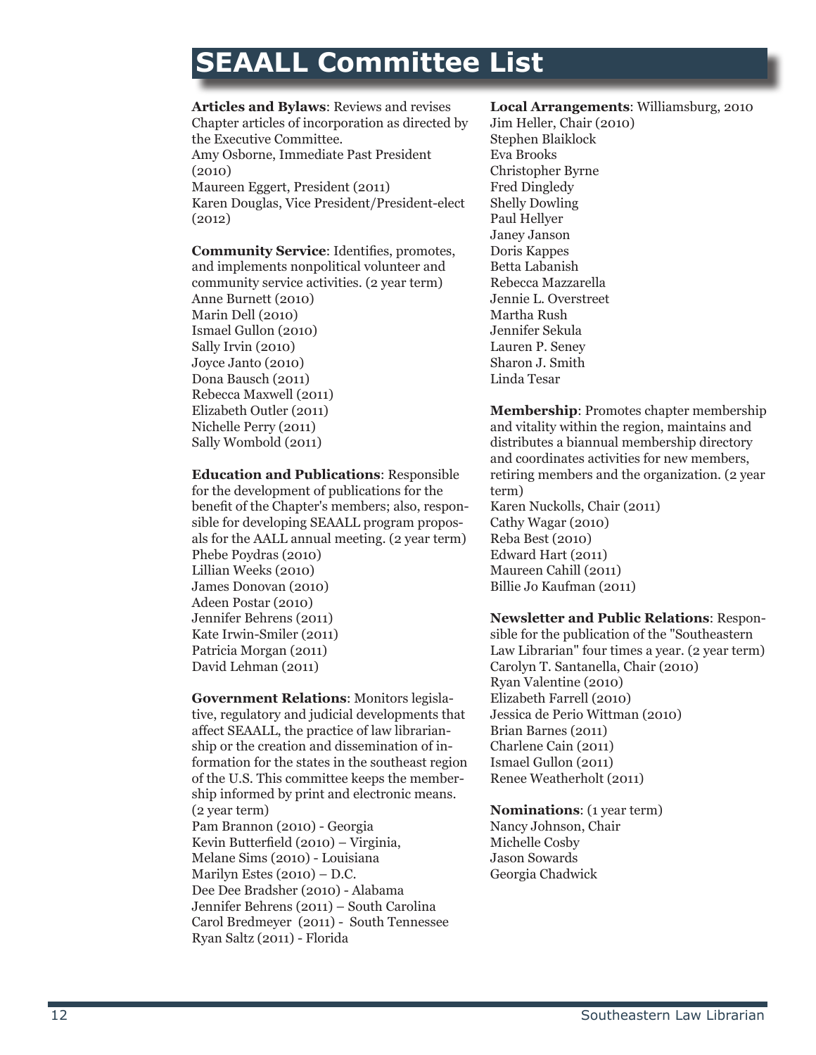# SEAALL Committee List

**Articles and Bylaws**: Reviews and revises Chapter articles of incorporation as directed by the Executive Committee.
Amy Osborne, Immediate Past President (2010)
Maureen Eggert, President (2011)
Karen Douglas, Vice President/President-elect (2012)

**Community Service**: Identifies, promotes, and implements nonpolitical volunteer and community service activities. (2 year term)
Anne Burnett (2010)
Marin Dell (2010)
Ismael Gullon (2010)
Sally Irvin (2010)
Joyce Janto (2010)
Dona Bausch (2011)
Rebecca Maxwell (2011)
Elizabeth Outler (2011)
Nichelle Perry (2011)
Sally Wombold (2011)

**Education and Publications**: Responsible for the development of publications for the benefit of the Chapter's members; also, responsible for developing SEAALL program proposals for the AALL annual meeting. (2 year term)
Phebe Poydras (2010)
Lillian Weeks (2010)
James Donovan (2010)
Adeen Postar (2010)
Jennifer Behrens (2011)
Kate Irwin-Smiler (2011)
Patricia Morgan (2011)
David Lehman (2011)

**Government Relations**: Monitors legislative, regulatory and judicial developments that affect SEAALL, the practice of law librarianship or the creation and dissemination of information for the states in the southeast region of the U.S. This committee keeps the membership informed by print and electronic means. (2 year term)
Pam Brannon (2010) - Georgia
Kevin Butterfield (2010) – Virginia,
Melane Sims (2010) - Louisiana
Marilyn Estes (2010) – D.C.
Dee Dee Bradsher (2010) - Alabama
Jennifer Behrens (2011) – South Carolina
Carol Bredmeyer (2011) - South Tennessee
Ryan Saltz (2011) - Florida

**Local Arrangements**: Williamsburg, 2010
Jim Heller, Chair (2010)
Stephen Blaiklock
Eva Brooks
Christopher Byrne
Fred Dingledy
Shelly Dowling
Paul Hellyer
Janey Janson
Doris Kappes
Betta Labanish
Rebecca Mazzarella
Jennie L. Overstreet
Martha Rush
Jennifer Sekula
Lauren P. Seney
Sharon J. Smith
Linda Tesar

**Membership**: Promotes chapter membership and vitality within the region, maintains and distributes a biannual membership directory and coordinates activities for new members, retiring members and the organization. (2 year term)
Karen Nuckolls, Chair (2011)
Cathy Wagar (2010)
Reba Best (2010)
Edward Hart (2011)
Maureen Cahill (2011)
Billie Jo Kaufman (2011)

**Newsletter and Public Relations**: Responsible for the publication of the "Southeastern Law Librarian" four times a year. (2 year term)
Carolyn T. Santanella, Chair (2010)
Ryan Valentine (2010)
Elizabeth Farrell (2010)
Jessica de Perio Wittman (2010)
Brian Barnes (2011)
Charlene Cain (2011)
Ismael Gullon (2011)
Renee Weatherholt (2011)

**Nominations**: (1 year term)
Nancy Johnson, Chair
Michelle Cosby
Jason Sowards
Georgia Chadwick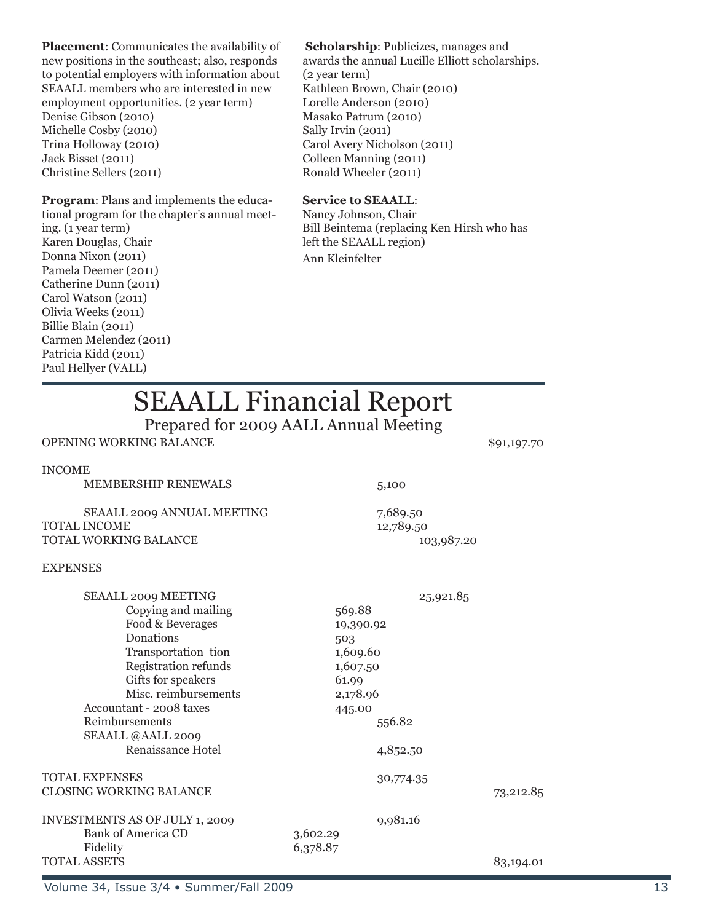**Placement**: Communicates the availability of new positions in the southeast; also, responds to potential employers with information about SEAALL members who are interested in new employment opportunities. (2 year term)
Denise Gibson (2010)
Michelle Cosby (2010)
Trina Holloway (2010)
Jack Bisset (2011)
Christine Sellers (2011)

**Program**: Plans and implements the educational program for the chapter's annual meeting. (1 year term)
Karen Douglas, Chair
Donna Nixon (2011)
Pamela Deemer (2011)
Catherine Dunn (2011)
Carol Watson (2011)
Olivia Weeks (2011)
Billie Blain (2011)
Carmen Melendez (2011)
Patricia Kidd (2011)
Paul Hellyer (VALL)

**Scholarship**: Publicizes, manages and awards the annual Lucille Elliott scholarships. (2 year term)
Kathleen Brown, Chair (2010)
Lorelle Anderson (2010)
Masako Patrum (2010)
Sally Irvin (2011)
Carol Avery Nicholson (2011)
Colleen Manning (2011)
Ronald Wheeler (2011)

**Service to SEAALL**:
Nancy Johnson, Chair
Bill Beintema (replacing Ken Hirsh who has left the SEAALL region)
Ann Kleinfelter

# SEAALL Financial Report

## Prepared for 2009 AALL Annual Meeting

| | | | |
|---|---|---|---|
| OPENING WORKING BALANCE | | | $91,197.70 |
| INCOME | | | |
| MEMBERSHIP RENEWALS | | 5,100 | |
| SEAALL 2009 ANNUAL MEETING | | 7,689.50 | |
| TOTAL INCOME | | 12,789.50 | |
| TOTAL WORKING BALANCE | | 103,987.20 | |
| EXPENSES | | | |
| SEAALL 2009 MEETING | | 25,921.85 | |
| Copying and mailing | 569.88 | | |
| Food & Beverages | 19,390.92 | | |
| Donations | 503 | | |
| Transportation tion | 1,609.60 | | |
| Registration refunds | 1,607.50 | | |
| Gifts for speakers | 61.99 | | |
| Misc. reimbursements | 2,178.96 | | |
| Accountant - 2008 taxes | 445.00 | | |
| Reimbursements | | 556.82 | |
| SEAALL @AALL 2009 | | | |
| Renaissance Hotel | | 4,852.50 | |
| TOTAL EXPENSES | | 30,774.35 | |
| CLOSING WORKING BALANCE | | | 73,212.85 |
| INVESTMENTS AS OF JULY 1, 2009 | | 9,981.16 | |
| Bank of America CD | 3,602.29 | | |
| Fidelity | 6,378.87 | | |
| TOTAL ASSETS | | | 83,194.01 |